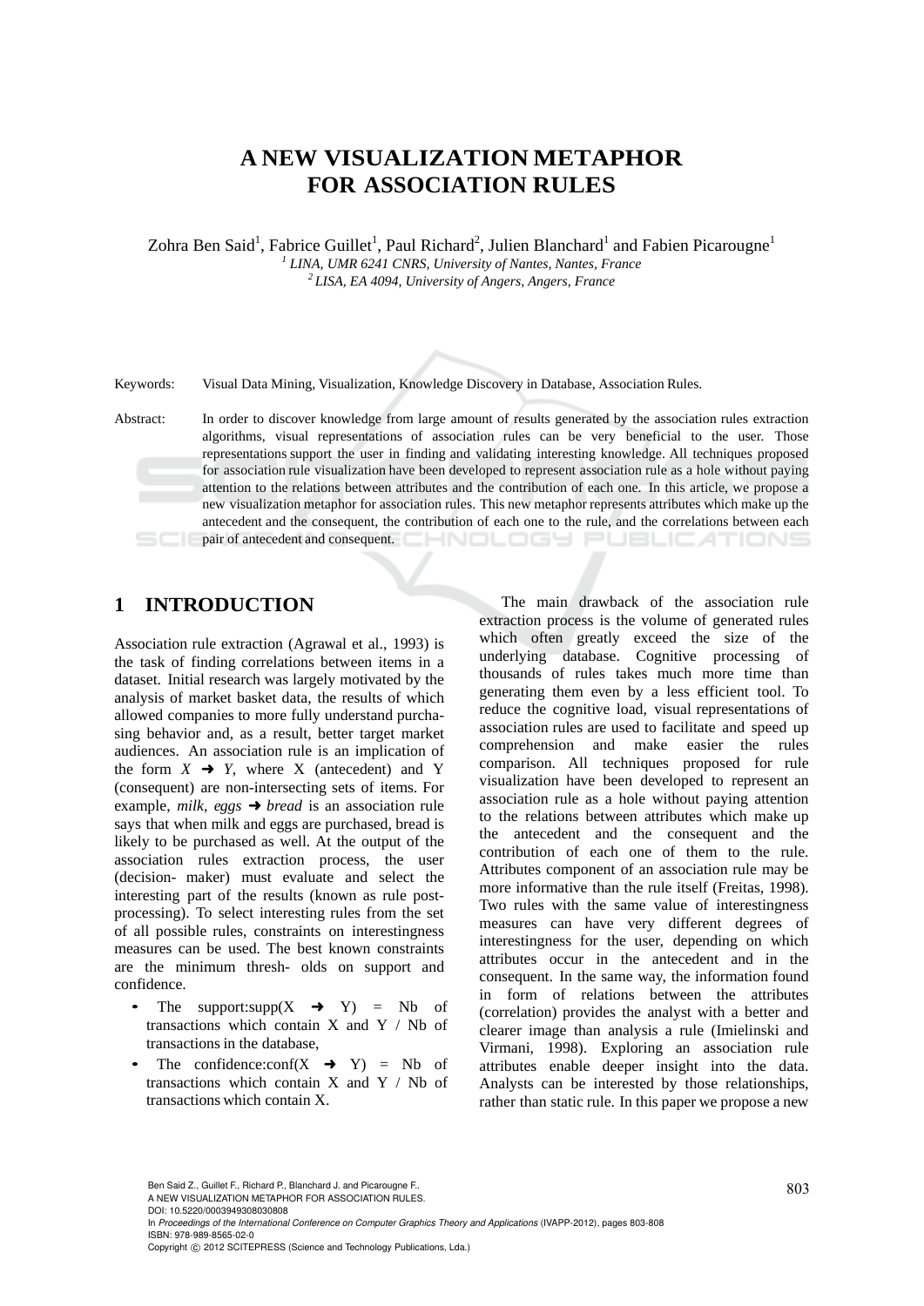# A NEW VISUALIZATION METAPHOR FOR ASSOCIATION RULES

Zohra Ben Said[1], Fabrice Guillet[1], Paul Richard[2], Julien Blanchard[1] and Fabien Picarougne[1]

[1] *LINA, UMR 6241 CNRS, University of Nantes, Nantes, France*

[2] *LISA, EA 4094, University of Angers, Angers, France*

Keywords: Visual Data Mining, Visualization, Knowledge Discovery in Database, Association Rules.

Abstract: In order to discover knowledge from large amount of results generated by the association rules extraction algorithms, visual representations of association rules can be very beneficial to the user. Those representations support the user in finding and validating interesting knowledge. All techniques proposed for association rule visualization have been developed to represent association rule as a hole without paying attention to the relations between attributes and the contribution of each one. In this article, we propose a new visualization metaphor for association rules. This new metaphor represents attributes which make up the antecedent and the consequent, the contribution of each one to the rule, and the correlations between each pair of antecedent and consequent.

## 1 INTRODUCTION

Association rule extraction (Agrawal et al., 1993) is the task of finding correlations between items in a dataset. Initial research was largely motivated by the analysis of market basket data, the results of which allowed companies to more fully understand purchasing behavior and, as a result, better target market audiences. An association rule is an implication of the form $X \rightarrow Y$, where X (antecedent) and Y (consequent) are non-intersecting sets of items. For example, *milk, eggs* ➜ *bread* is an association rule says that when milk and eggs are purchased, bread is likely to be purchased as well. At the output of the association rules extraction process, the user (decision- maker) must evaluate and select the interesting part of the results (known as rule post-processing). To select interesting rules from the set of all possible rules, constraints on interestingness measures can be used. The best known constraints are the minimum thresh- olds on support and confidence.

- The support:supp($X \rightarrow Y$) = Nb of transactions which contain X and Y / Nb of transactions in the database,
- The confidence:conf($X \rightarrow Y$) = Nb of transactions which contain X and Y / Nb of transactions which contain X.

The main drawback of the association rule extraction process is the volume of generated rules which often greatly exceed the size of the underlying database. Cognitive processing of thousands of rules takes much more time than generating them even by a less efficient tool. To reduce the cognitive load, visual representations of association rules are used to facilitate and speed up comprehension and make easier the rules comparison. All techniques proposed for rule visualization have been developed to represent an association rule as a hole without paying attention to the relations between attributes which make up the antecedent and the consequent and the contribution of each one of them to the rule. Attributes component of an association rule may be more informative than the rule itself (Freitas, 1998). Two rules with the same value of interestingness measures can have very different degrees of interestingness for the user, depending on which attributes occur in the antecedent and in the consequent. In the same way, the information found in form of relations between the attributes (correlation) provides the analyst with a better and clearer image than analysis a rule (Imielinski and Virmani, 1998). Exploring an association rule attributes enable deeper insight into the data. Analysts can be interested by those relationships, rather than static rule. In this paper we propose a new

Ben Said Z., Guillet F., Richard P., Blanchard J. and Picarougne F..
A NEW VISUALIZATION METAPHOR FOR ASSOCIATION RULES.
DOI: 10.5220/0003949308030808
In *Proceedings of the International Conference on Computer Graphics Theory and Applications* (IVAPP-2012), pages 803-808
ISBN: 978-989-8565-02-0
Copyright © 2012 SCITEPRESS (Science and Technology Publications, Lda.)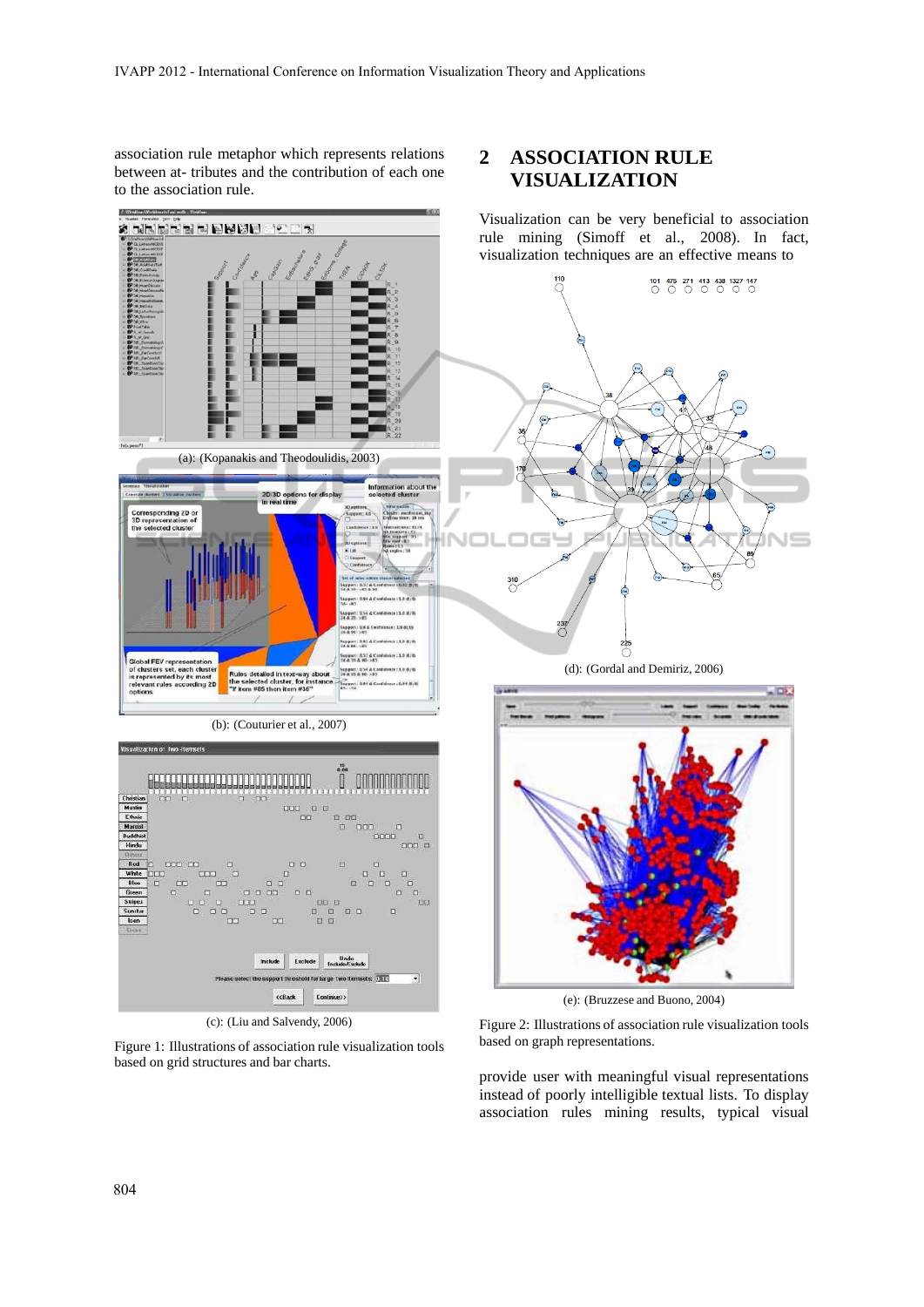association rule metaphor which represents relations between at- tributes and the contribution of each one to the association rule.

(a): (Kopanakis and Theodoulidis, 2003)

(b): (Couturier et al., 2007)

(c): (Liu and Salvendy, 2006)

Figure 1: Illustrations of association rule visualization tools based on grid structures and bar charts.

## 2 ASSOCIATION RULE VISUALIZATION

Visualization can be very beneficial to association rule mining (Simoff et al., 2008). In fact, visualization techniques are an effective means to

(d): (Gordal and Demiriz, 2006)

(e): (Bruzzese and Buono, 2004)

Figure 2: Illustrations of association rule visualization tools based on graph representations.

provide user with meaningful visual representations instead of poorly intelligible textual lists. To display association rules mining results, typical visual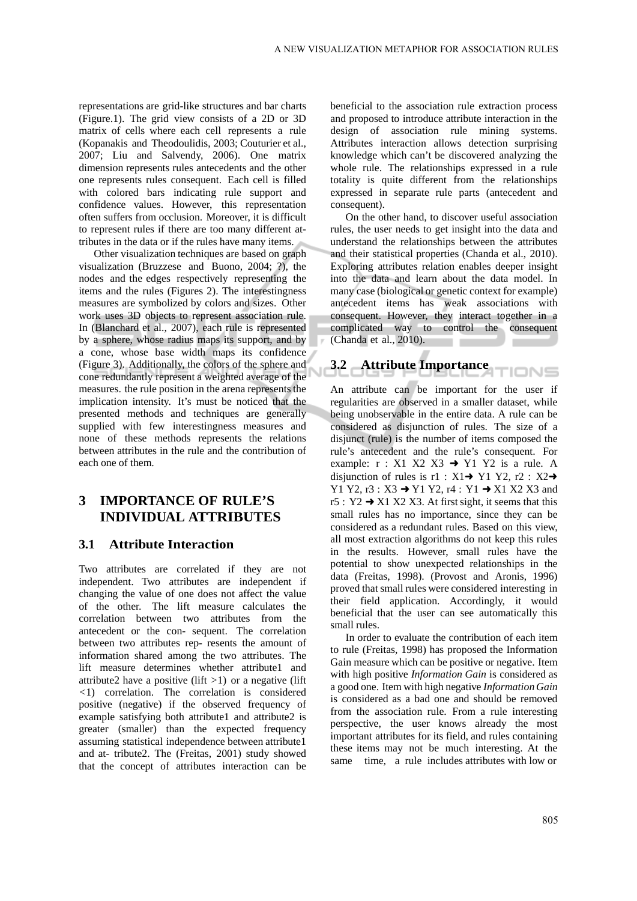representations are grid-like structures and bar charts (Figure.1). The grid view consists of a 2D or 3D matrix of cells where each cell represents a rule (Kopanakis and Theodoulidis, 2003; Couturier et al., 2007; Liu and Salvendy, 2006). One matrix dimension represents rules antecedents and the other one represents rules consequent. Each cell is filled with colored bars indicating rule support and confidence values. However, this representation often suffers from occlusion. Moreover, it is difficult to represent rules if there are too many different attributes in the data or if the rules have many items.

Other visualization techniques are based on graph visualization (Bruzzese and Buono, 2004; ?), the nodes and the edges respectively representing the items and the rules (Figures 2). The interestingness measures are symbolized by colors and sizes. Other work uses 3D objects to represent association rule. In (Blanchard et al., 2007), each rule is represented by a sphere, whose radius maps its support, and by a cone, whose base width maps its confidence (Figure 3). Additionally, the colors of the sphere and cone redundantly represent a weighted average of the measures. the rule position in the arena represents the implication intensity. It's must be noticed that the presented methods and techniques are generally supplied with few interestingness measures and none of these methods represents the relations between attributes in the rule and the contribution of each one of them.

# 3 IMPORTANCE OF RULE'S INDIVIDUAL ATTRIBUTES

## 3.1 Attribute Interaction

Two attributes are correlated if they are not independent. Two attributes are independent if changing the value of one does not affect the value of the other. The lift measure calculates the correlation between two attributes from the antecedent or the con- sequent. The correlation between two attributes rep- resents the amount of information shared among the two attributes. The lift measure determines whether attribute1 and attribute2 have a positive (lift >1) or a negative (lift <1) correlation. The correlation is considered positive (negative) if the observed frequency of example satisfying both attribute1 and attribute2 is greater (smaller) than the expected frequency assuming statistical independence between attribute1 and at- tribute2. The (Freitas, 2001) study showed that the concept of attributes interaction can be beneficial to the association rule extraction process and proposed to introduce attribute interaction in the design of association rule mining systems. Attributes interaction allows detection surprising knowledge which can't be discovered analyzing the whole rule. The relationships expressed in a rule totality is quite different from the relationships expressed in separate rule parts (antecedent and consequent).

On the other hand, to discover useful association rules, the user needs to get insight into the data and understand the relationships between the attributes and their statistical properties (Chanda et al., 2010). Exploring attributes relation enables deeper insight into the data and learn about the data model. In many case (biological or genetic context for example) antecedent items has weak associations with consequent. However, they interact together in a complicated way to control the consequent (Chanda et al., 2010).

## 3.2 Attribute Importance

An attribute can be important for the user if regularities are observed in a smaller dataset, while being unobservable in the entire data. A rule can be considered as disjunction of rules. The size of a disjunct (rule) is the number of items composed the rule's antecedent and the rule's consequent. For example: r : X1 X2 X3 ➜ Y1 Y2 is a rule. A disjunction of rules is r1 : X1➜ Y1 Y2, r2 : X2➜ Y1 Y2, r3 : X3 ➜ Y1 Y2, r4 : Y1 ➜ X1 X2 X3 and r5 : Y2 ➜ X1 X2 X3. At first sight, it seems that this small rules has no importance, since they can be considered as a redundant rules. Based on this view, all most extraction algorithms do not keep this rules in the results. However, small rules have the potential to show unexpected relationships in the data (Freitas, 1998). (Provost and Aronis, 1996) proved that small rules were considered interesting in their field application. Accordingly, it would beneficial that the user can see automatically this small rules.

In order to evaluate the contribution of each item to rule (Freitas, 1998) has proposed the Information Gain measure which can be positive or negative. Item with high positive *Information Gain* is considered as a good one. Item with high negative *Information Gain* is considered as a bad one and should be removed from the association rule. From a rule interesting perspective, the user knows already the most important attributes for its field, and rules containing these items may not be much interesting. At the same time, a rule includes attributes with low or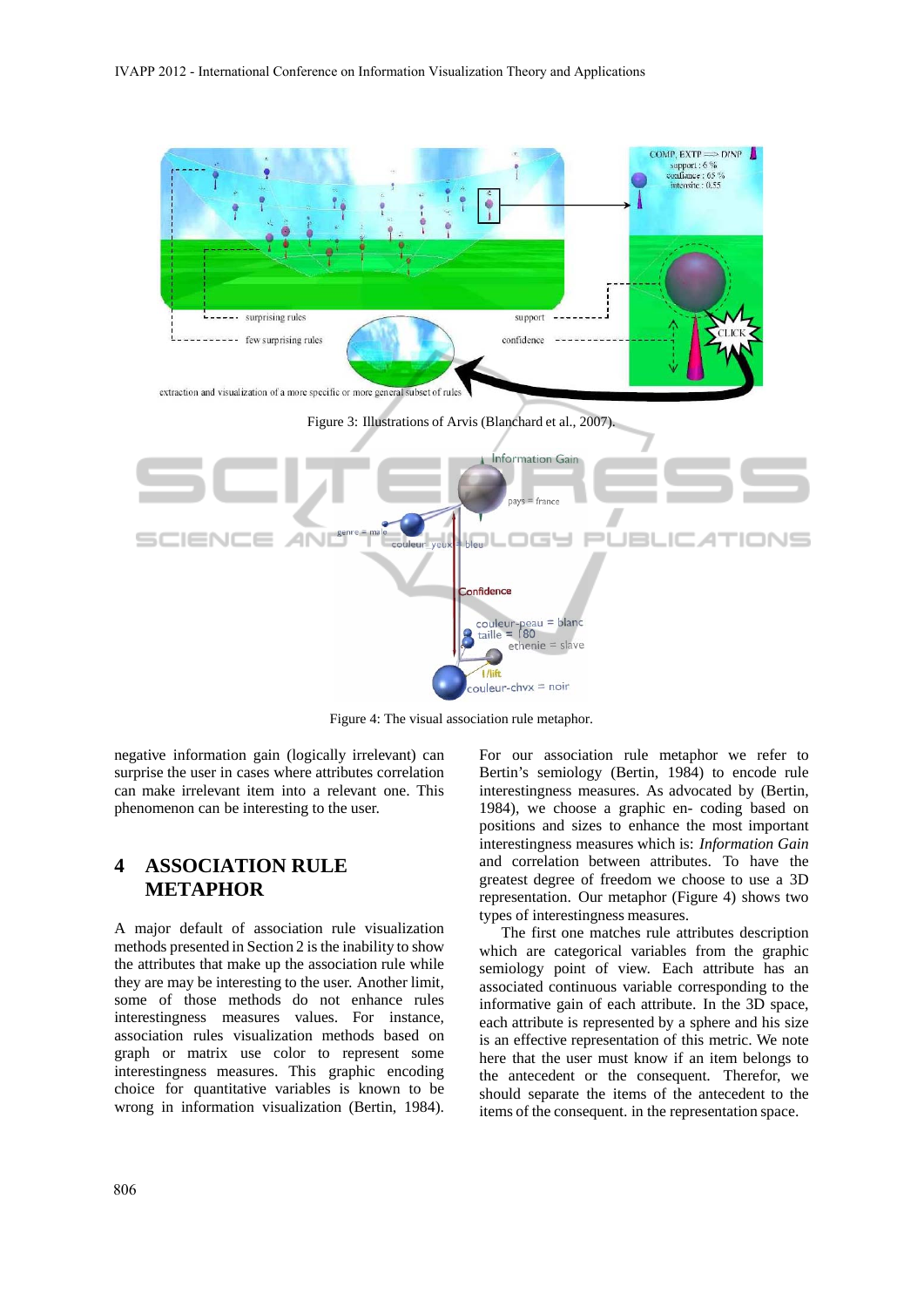Figure 3: Illustrations of Arvis (Blanchard et al., 2007).

Figure 4: The visual association rule metaphor.

negative information gain (logically irrelevant) can surprise the user in cases where attributes correlation can make irrelevant item into a relevant one. This phenomenon can be interesting to the user.

## 4 ASSOCIATION RULE METAPHOR

A major default of association rule visualization methods presented in Section 2 is the inability to show the attributes that make up the association rule while they are may be interesting to the user. Another limit, some of those methods do not enhance rules interestingness measures values. For instance, association rules visualization methods based on graph or matrix use color to represent some interestingness measures. This graphic encoding choice for quantitative variables is known to be wrong in information visualization (Bertin, 1984).

For our association rule metaphor we refer to Bertin's semiology (Bertin, 1984) to encode rule interestingness measures. As advocated by (Bertin, 1984), we choose a graphic en- coding based on positions and sizes to enhance the most important interestingness measures which is: *Information Gain* and correlation between attributes. To have the greatest degree of freedom we choose to use a 3D representation. Our metaphor (Figure 4) shows two types of interestingness measures.

The first one matches rule attributes description which are categorical variables from the graphic semiology point of view. Each attribute has an associated continuous variable corresponding to the informative gain of each attribute. In the 3D space, each attribute is represented by a sphere and his size is an effective representation of this metric. We note here that the user must know if an item belongs to the antecedent or the consequent. Therefor, we should separate the items of the antecedent to the items of the consequent. in the representation space.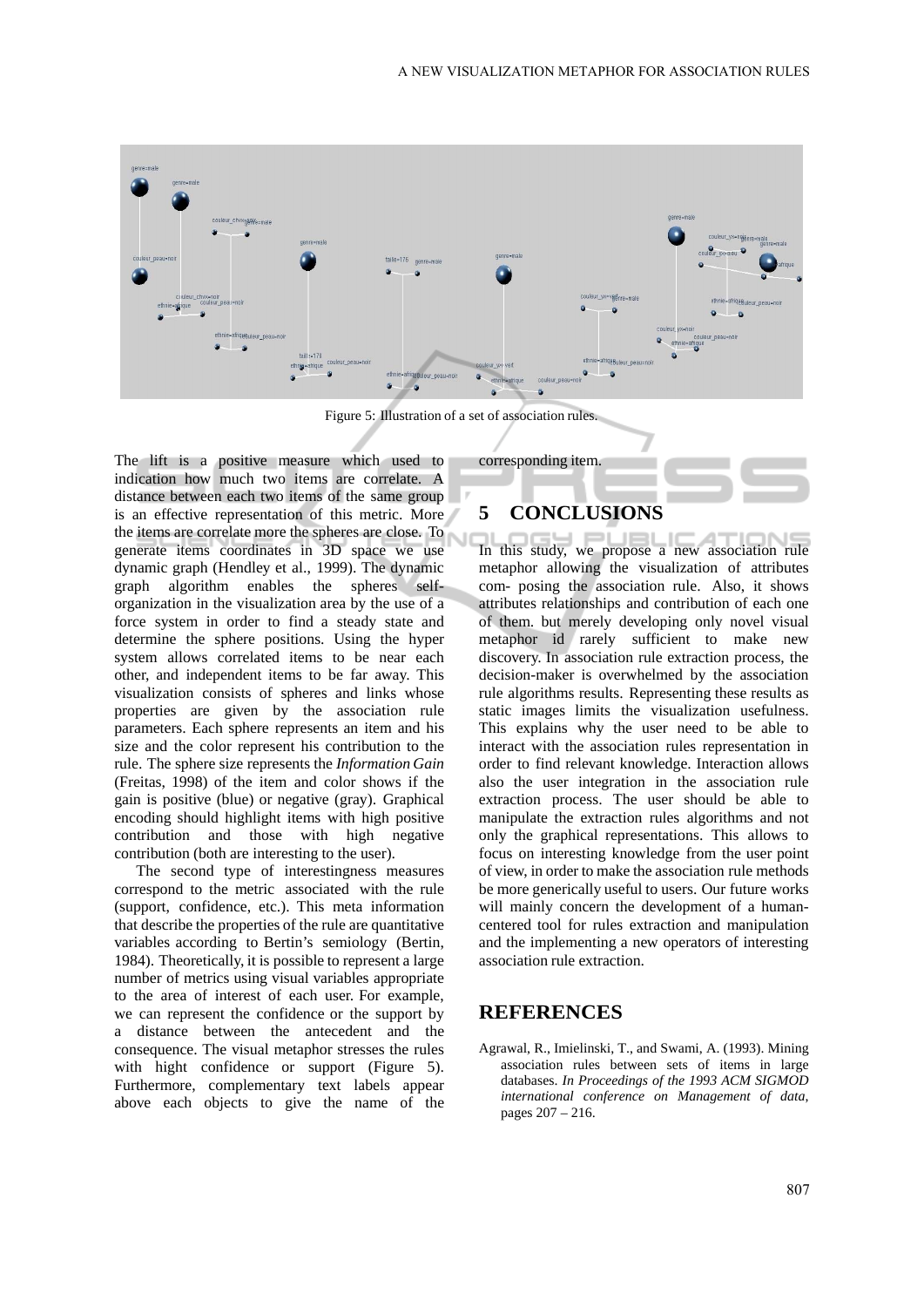Figure 5: Illustration of a set of association rules.

The lift is a positive measure which used to indication how much two items are correlate. A distance between each two items of the same group is an effective representation of this metric. More the items are correlate more the spheres are close. To generate items coordinates in 3D space we use dynamic graph (Hendley et al., 1999). The dynamic graph algorithm enables the spheres self-organization in the visualization area by the use of a force system in order to find a steady state and determine the sphere positions. Using the hyper system allows correlated items to be near each other, and independent items to be far away. This visualization consists of spheres and links whose properties are given by the association rule parameters. Each sphere represents an item and his size and the color represent his contribution to the rule. The sphere size represents the *Information Gain* (Freitas, 1998) of the item and color shows if the gain is positive (blue) or negative (gray). Graphical encoding should highlight items with high positive contribution and those with high negative contribution (both are interesting to the user).

The second type of interestingness measures correspond to the metric associated with the rule (support, confidence, etc.). This meta information that describe the properties of the rule are quantitative variables according to Bertin's semiology (Bertin, 1984). Theoretically, it is possible to represent a large number of metrics using visual variables appropriate to the area of interest of each user. For example, we can represent the confidence or the support by a distance between the antecedent and the consequence. The visual metaphor stresses the rules with hight confidence or support (Figure 5). Furthermore, complementary text labels appear above each objects to give the name of the corresponding item.

## 5 CONCLUSIONS

In this study, we propose a new association rule metaphor allowing the visualization of attributes com- posing the association rule. Also, it shows attributes relationships and contribution of each one of them. but merely developing only novel visual metaphor id rarely sufficient to make new discovery. In association rule extraction process, the decision-maker is overwhelmed by the association rule algorithms results. Representing these results as static images limits the visualization usefulness. This explains why the user need to be able to interact with the association rules representation in order to find relevant knowledge. Interaction allows also the user integration in the association rule extraction process. The user should be able to manipulate the extraction rules algorithms and not only the graphical representations. This allows to focus on interesting knowledge from the user point of view, in order to make the association rule methods be more generically useful to users. Our future works will mainly concern the development of a human-centered tool for rules extraction and manipulation and the implementing a new operators of interesting association rule extraction.

## REFERENCES

Agrawal, R., Imielinski, T., and Swami, A. (1993). Mining association rules between sets of items in large databases. *In Proceedings of the 1993 ACM SIGMOD international conference on Management of data*, pages 207 – 216.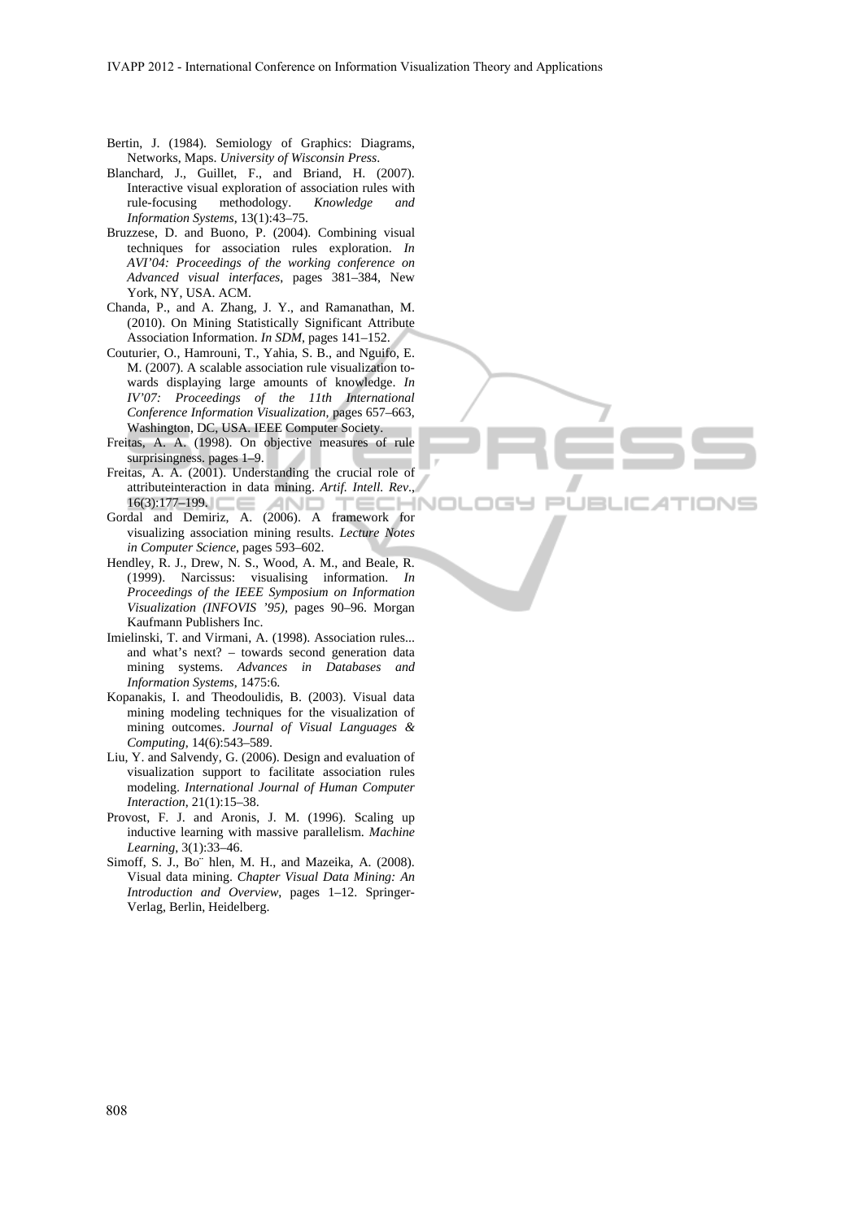Bertin, J. (1984). Semiology of Graphics: Diagrams, Networks, Maps. *University of Wisconsin Press*.

Blanchard, J., Guillet, F., and Briand, H. (2007). Interactive visual exploration of association rules with rule-focusing methodology. *Knowledge and Information Systems*, 13(1):43–75.

Bruzzese, D. and Buono, P. (2004). Combining visual techniques for association rules exploration. *In AVI'04: Proceedings of the working conference on Advanced visual interfaces*, pages 381–384, New York, NY, USA. ACM.

Chanda, P., and A. Zhang, J. Y., and Ramanathan, M. (2010). On Mining Statistically Significant Attribute Association Information. *In SDM*, pages 141–152.

Couturier, O., Hamrouni, T., Yahia, S. B., and Nguifo, E. M. (2007). A scalable association rule visualization towards displaying large amounts of knowledge. *In IV'07: Proceedings of the 11th International Conference Information Visualization*, pages 657–663, Washington, DC, USA. IEEE Computer Society.

Freitas, A. A. (1998). On objective measures of rule surprisingness. pages 1–9.

Freitas, A. A. (2001). Understanding the crucial role of attributeinteraction in data mining. *Artif. Intell. Rev.*, 16(3):177–199.

Gordal and Demiriz, A. (2006). A framework for visualizing association mining results. *Lecture Notes in Computer Science*, pages 593–602.

Hendley, R. J., Drew, N. S., Wood, A. M., and Beale, R. (1999). Narcissus: visualising information. *In Proceedings of the IEEE Symposium on Information Visualization (INFOVIS '95)*, pages 90–96. Morgan Kaufmann Publishers Inc.

Imielinski, T. and Virmani, A. (1998). Association rules... and what's next? – towards second generation data mining systems. *Advances in Databases and Information Systems*, 1475:6.

Kopanakis, I. and Theodoulidis, B. (2003). Visual data mining modeling techniques for the visualization of mining outcomes. *Journal of Visual Languages & Computing*, 14(6):543–589.

Liu, Y. and Salvendy, G. (2006). Design and evaluation of visualization support to facilitate association rules modeling. *International Journal of Human Computer Interaction*, 21(1):15–38.

Provost, F. J. and Aronis, J. M. (1996). Scaling up inductive learning with massive parallelism. *Machine Learning*, 3(1):33–46.

Simoff, S. J., Bö hlen, M. H., and Mazeika, A. (2008). Visual data mining. *Chapter Visual Data Mining: An Introduction and Overview*, pages 1–12. Springer-Verlag, Berlin, Heidelberg.